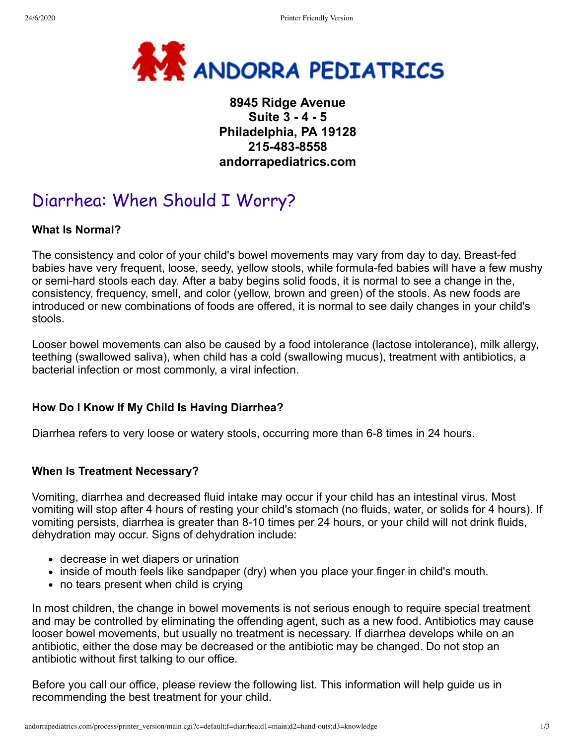# ANDORRA PEDIATRICS

**8945 Ridge Avenue**
**Suite 3 - 4 - 5**
**Philadelphia, PA 19128**
**215-483-8558**
**andorrapediatrics.com**

## Diarrhea: When Should I Worry?

### What Is Normal?

The consistency and color of your child's bowel movements may vary from day to day. Breast-fed babies have very frequent, loose, seedy, yellow stools, while formula-fed babies will have a few mushy or semi-hard stools each day. After a baby begins solid foods, it is normal to see a change in the, consistency, frequency, smell, and color (yellow, brown and green) of the stools. As new foods are introduced or new combinations of foods are offered, it is normal to see daily changes in your child's stools.

Looser bowel movements can also be caused by a food intolerance (lactose intolerance), milk allergy, teething (swallowed saliva), when child has a cold (swallowing mucus), treatment with antibiotics, a bacterial infection or most commonly, a viral infection.

### How Do I Know If My Child Is Having Diarrhea?

Diarrhea refers to very loose or watery stools, occurring more than 6-8 times in 24 hours.

### When Is Treatment Necessary?

Vomiting, diarrhea and decreased fluid intake may occur if your child has an intestinal virus. Most vomiting will stop after 4 hours of resting your child's stomach (no fluids, water, or solids for 4 hours). If vomiting persists, diarrhea is greater than 8-10 times per 24 hours, or your child will not drink fluids, dehydration may occur. Signs of dehydration include:

- decrease in wet diapers or urination
- inside of mouth feels like sandpaper (dry) when you place your finger in child's mouth.
- no tears present when child is crying

In most children, the change in bowel movements is not serious enough to require special treatment and may be controlled by eliminating the offending agent, such as a new food. Antibiotics may cause looser bowel movements, but usually no treatment is necessary. If diarrhea develops while on an antibiotic, either the dose may be decreased or the antibiotic may be changed. Do not stop an antibiotic without first talking to our office.

Before you call our office, please review the following list. This information will help guide us in recommending the best treatment for your child.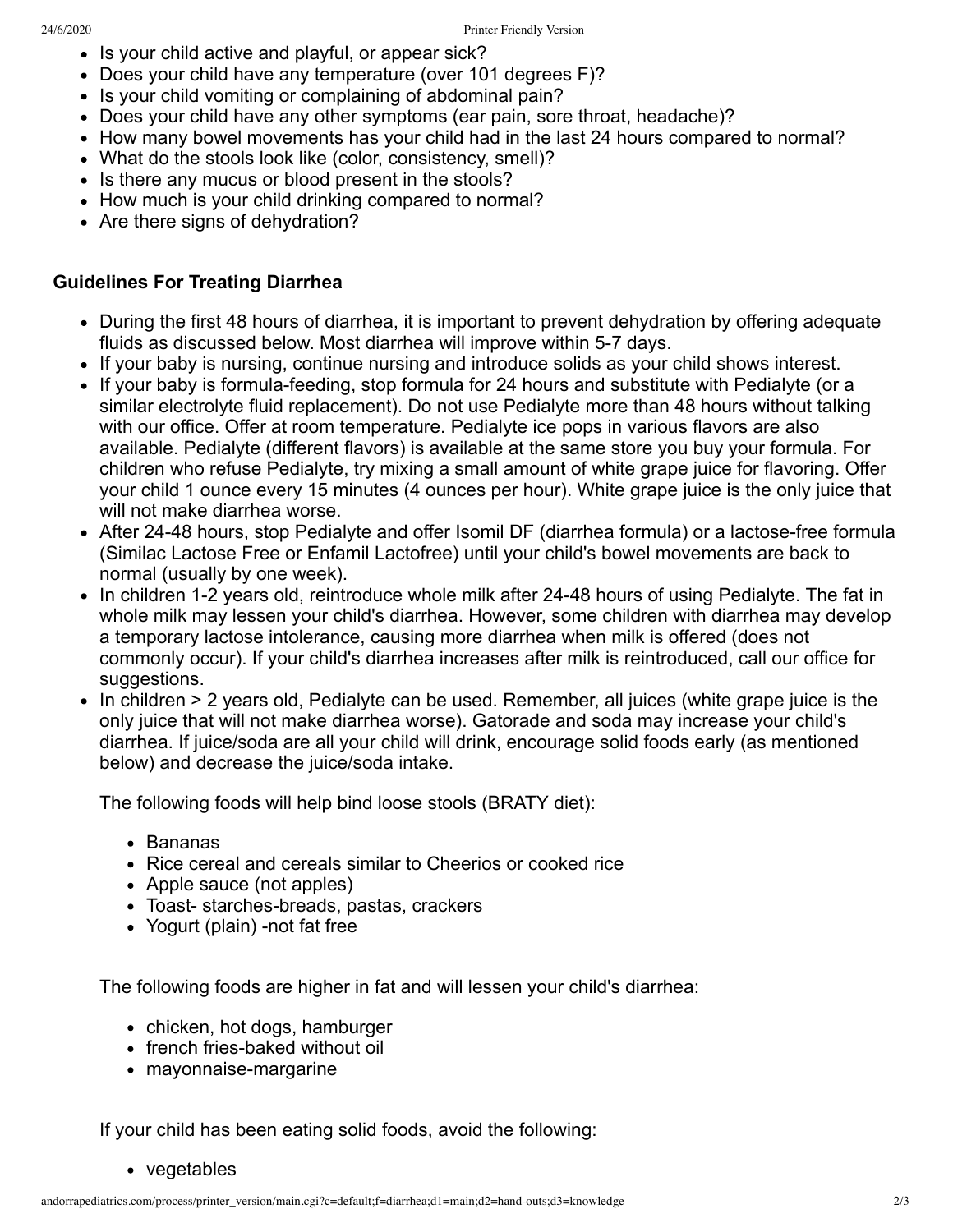- Is your child active and playful, or appear sick?
- Does your child have any temperature (over 101 degrees F)?
- Is your child vomiting or complaining of abdominal pain?
- Does your child have any other symptoms (ear pain, sore throat, headache)?
- How many bowel movements has your child had in the last 24 hours compared to normal?
- What do the stools look like (color, consistency, smell)?
- Is there any mucus or blood present in the stools?
- How much is your child drinking compared to normal?
- Are there signs of dehydration?

**Guidelines For Treating Diarrhea**

- During the first 48 hours of diarrhea, it is important to prevent dehydration by offering adequate fluids as discussed below. Most diarrhea will improve within 5-7 days.
- If your baby is nursing, continue nursing and introduce solids as your child shows interest.
- If your baby is formula-feeding, stop formula for 24 hours and substitute with Pedialyte (or a similar electrolyte fluid replacement). Do not use Pedialyte more than 48 hours without talking with our office. Offer at room temperature. Pedialyte ice pops in various flavors are also available. Pedialyte (different flavors) is available at the same store you buy your formula. For children who refuse Pedialyte, try mixing a small amount of white grape juice for flavoring. Offer your child 1 ounce every 15 minutes (4 ounces per hour). White grape juice is the only juice that will not make diarrhea worse.
- After 24-48 hours, stop Pedialyte and offer Isomil DF (diarrhea formula) or a lactose-free formula (Similac Lactose Free or Enfamil Lactofree) until your child's bowel movements are back to normal (usually by one week).
- In children 1-2 years old, reintroduce whole milk after 24-48 hours of using Pedialyte. The fat in whole milk may lessen your child's diarrhea. However, some children with diarrhea may develop a temporary lactose intolerance, causing more diarrhea when milk is offered (does not commonly occur). If your child's diarrhea increases after milk is reintroduced, call our office for suggestions.
- In children > 2 years old, Pedialyte can be used. Remember, all juices (white grape juice is the only juice that will not make diarrhea worse). Gatorade and soda may increase your child's diarrhea. If juice/soda are all your child will drink, encourage solid foods early (as mentioned below) and decrease the juice/soda intake.

  The following foods will help bind loose stools (BRATY diet):

  - Bananas
  - Rice cereal and cereals similar to Cheerios or cooked rice
  - Apple sauce (not apples)
  - Toast- starches-breads, pastas, crackers
  - Yogurt (plain) -not fat free

  The following foods are higher in fat and will lessen your child's diarrhea:

  - chicken, hot dogs, hamburger
  - french fries-baked without oil
  - mayonnaise-margarine

  If your child has been eating solid foods, avoid the following:

  - vegetables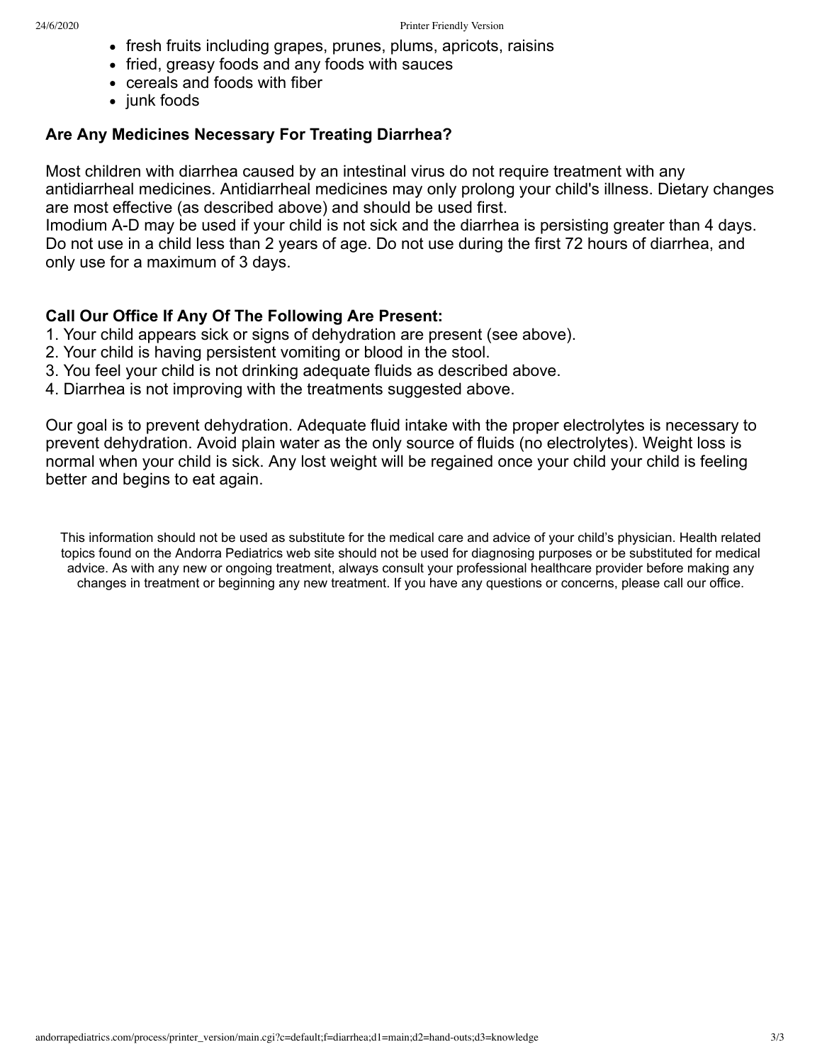- fresh fruits including grapes, prunes, plums, apricots, raisins
- fried, greasy foods and any foods with sauces
- cereals and foods with fiber
- junk foods

**Are Any Medicines Necessary For Treating Diarrhea?**

Most children with diarrhea caused by an intestinal virus do not require treatment with any antidiarrheal medicines. Antidiarrheal medicines may only prolong your child's illness. Dietary changes are most effective (as described above) and should be used first.
Imodium A-D may be used if your child is not sick and the diarrhea is persisting greater than 4 days. Do not use in a child less than 2 years of age. Do not use during the first 72 hours of diarrhea, and only use for a maximum of 3 days.

**Call Our Office If Any Of The Following Are Present:**
1. Your child appears sick or signs of dehydration are present (see above).
2. Your child is having persistent vomiting or blood in the stool.
3. You feel your child is not drinking adequate fluids as described above.
4. Diarrhea is not improving with the treatments suggested above.

Our goal is to prevent dehydration. Adequate fluid intake with the proper electrolytes is necessary to prevent dehydration. Avoid plain water as the only source of fluids (no electrolytes). Weight loss is normal when your child is sick. Any lost weight will be regained once your child your child is feeling better and begins to eat again.

This information should not be used as substitute for the medical care and advice of your child's physician. Health related topics found on the Andorra Pediatrics web site should not be used for diagnosing purposes or be substituted for medical advice. As with any new or ongoing treatment, always consult your professional healthcare provider before making any changes in treatment or beginning any new treatment. If you have any questions or concerns, please call our office.